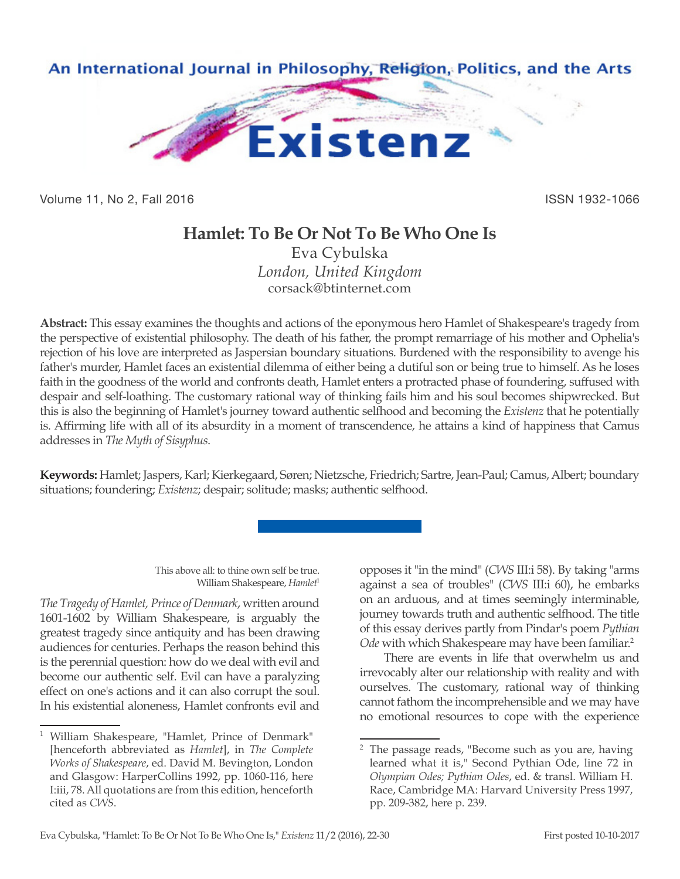# Hamlet: To Be Or Not To Be Who One Is

Eva Cybulska
*London, United Kingdom*
corsack@btinternet.com

**Abstract:** This essay examines the thoughts and actions of the eponymous hero Hamlet of Shakespeare's tragedy from the perspective of existential philosophy. The death of his father, the prompt remarriage of his mother and Ophelia's rejection of his love are interpreted as Jaspersian boundary situations. Burdened with the responsibility to avenge his father's murder, Hamlet faces an existential dilemma of either being a dutiful son or being true to himself. As he loses faith in the goodness of the world and confronts death, Hamlet enters a protracted phase of foundering, suffused with despair and self-loathing. The customary rational way of thinking fails him and his soul becomes shipwrecked. But this is also the beginning of Hamlet's journey toward authentic selfhood and becoming the *Existenz* that he potentially is. Affirming life with all of its absurdity in a moment of transcendence, he attains a kind of happiness that Camus addresses in *The Myth of Sisyphus*.

**Keywords:** Hamlet; Jaspers, Karl; Kierkegaard, Søren; Nietzsche, Friedrich; Sartre, Jean-Paul; Camus, Albert; boundary situations; foundering; *Existenz*; despair; solitude; masks; authentic selfhood.

> This above all: to thine own self be true.
> William Shakespeare, *Hamlet*[1]

*The Tragedy of Hamlet, Prince of Denmark*, written around 1601-1602 by William Shakespeare, is arguably the greatest tragedy since antiquity and has been drawing audiences for centuries. Perhaps the reason behind this is the perennial question: how do we deal with evil and become our authentic self. Evil can have a paralyzing effect on one's actions and it can also corrupt the soul. In his existential aloneness, Hamlet confronts evil and opposes it "in the mind" (*CWS* III:i 58). By taking "arms against a sea of troubles" (*CWS* III:i 60), he embarks on an arduous, and at times seemingly interminable, journey towards truth and authentic selfhood. The title of this essay derives partly from Pindar's poem *Pythian Ode* with which Shakespeare may have been familiar.[2]

There are events in life that overwhelm us and irrevocably alter our relationship with reality and with ourselves. The customary, rational way of thinking cannot fathom the incomprehensible and we may have no emotional resources to cope with the experience

---

[1] William Shakespeare, "Hamlet, Prince of Denmark" [henceforth abbreviated as *Hamlet*], in *The Complete Works of Shakespeare*, ed. David M. Bevington, London and Glasgow: HarperCollins 1992, pp. 1060-116, here I:iii, 78. All quotations are from this edition, henceforth cited as *CWS*.

[2] The passage reads, "Become such as you are, having learned what it is," Second Pythian Ode, line 72 in *Olympian Odes; Pythian Odes*, ed. & transl. William H. Race, Cambridge MA: Harvard University Press 1997, pp. 209-382, here p. 239.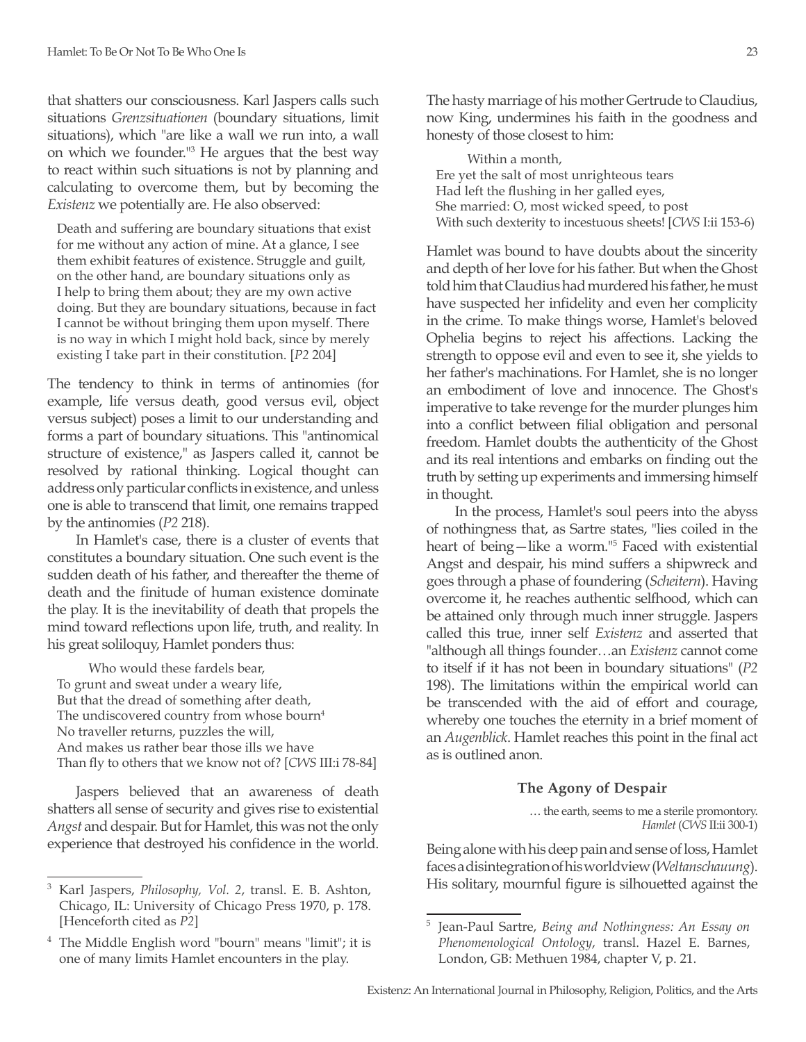that shatters our consciousness. Karl Jaspers calls such situations *Grenzsituationen* (boundary situations, limit situations), which "are like a wall we run into, a wall on which we founder."[3] He argues that the best way to react within such situations is not by planning and calculating to overcome them, but by becoming the *Existenz* we potentially are. He also observed:

> Death and suffering are boundary situations that exist for me without any action of mine. At a glance, I see them exhibit features of existence. Struggle and guilt, on the other hand, are boundary situations only as I help to bring them about; they are my own active doing. But they are boundary situations, because in fact I cannot be without bringing them upon myself. There is no way in which I might hold back, since by merely existing I take part in their constitution. [*P2* 204]

The tendency to think in terms of antinomies (for example, life versus death, good versus evil, object versus subject) poses a limit to our understanding and forms a part of boundary situations. This "antinomical structure of existence," as Jaspers called it, cannot be resolved by rational thinking. Logical thought can address only particular conflicts in existence, and unless one is able to transcend that limit, one remains trapped by the antinomies (*P2* 218).

In Hamlet's case, there is a cluster of events that constitutes a boundary situation. One such event is the sudden death of his father, and thereafter the theme of death and the finitude of human existence dominate the play. It is the inevitability of death that propels the mind toward reflections upon life, truth, and reality. In his great soliloquy, Hamlet ponders thus:

> Who would these fardels bear,
> To grunt and sweat under a weary life,
> But that the dread of something after death,
> The undiscovered country from whose bourn[4]
> No traveller returns, puzzles the will,
> And makes us rather bear those ills we have
> Than fly to others that we know not of? [*CWS* III:i 78-84]

Jaspers believed that an awareness of death shatters all sense of security and gives rise to existential *Angst* and despair. But for Hamlet, this was not the only experience that destroyed his confidence in the world. The hasty marriage of his mother Gertrude to Claudius, now King, undermines his faith in the goodness and honesty of those closest to him:

> Within a month,
> Ere yet the salt of most unrighteous tears
> Had left the flushing in her galled eyes,
> She married: O, most wicked speed, to post
> With such dexterity to incestuous sheets! [*CWS* I:ii 153-6)

Hamlet was bound to have doubts about the sincerity and depth of her love for his father. But when the Ghost told him that Claudius had murdered his father, he must have suspected her infidelity and even her complicity in the crime. To make things worse, Hamlet's beloved Ophelia begins to reject his affections. Lacking the strength to oppose evil and even to see it, she yields to her father's machinations. For Hamlet, she is no longer an embodiment of love and innocence. The Ghost's imperative to take revenge for the murder plunges him into a conflict between filial obligation and personal freedom. Hamlet doubts the authenticity of the Ghost and its real intentions and embarks on finding out the truth by setting up experiments and immersing himself in thought.

In the process, Hamlet's soul peers into the abyss of nothingness that, as Sartre states, "lies coiled in the heart of being—like a worm."[5] Faced with existential Angst and despair, his mind suffers a shipwreck and goes through a phase of foundering (*Scheitern*). Having overcome it, he reaches authentic selfhood, which can be attained only through much inner struggle. Jaspers called this true, inner self *Existenz* and asserted that "although all things founder…an *Existenz* cannot come to itself if it has not been in boundary situations" (*P2* 198). The limitations within the empirical world can be transcended with the aid of effort and courage, whereby one touches the eternity in a brief moment of an *Augenblick*. Hamlet reaches this point in the final act as is outlined anon.

### The Agony of Despair

> … the earth, seems to me a sterile promontory.
> *Hamlet* (*CWS* II:ii 300-1)

Being alone with his deep pain and sense of loss, Hamlet faces a disintegration of his worldview (*Weltanschauung*). His solitary, mournful figure is silhouetted against the

---

[3] Karl Jaspers, *Philosophy, Vol. 2*, transl. E. B. Ashton, Chicago, IL: University of Chicago Press 1970, p. 178. [Henceforth cited as *P2*]

[4] The Middle English word "bourn" means "limit"; it is one of many limits Hamlet encounters in the play.

[5] Jean-Paul Sartre, *Being and Nothingness: An Essay on Phenomenological Ontology*, transl. Hazel E. Barnes, London, GB: Methuen 1984, chapter V, p. 21.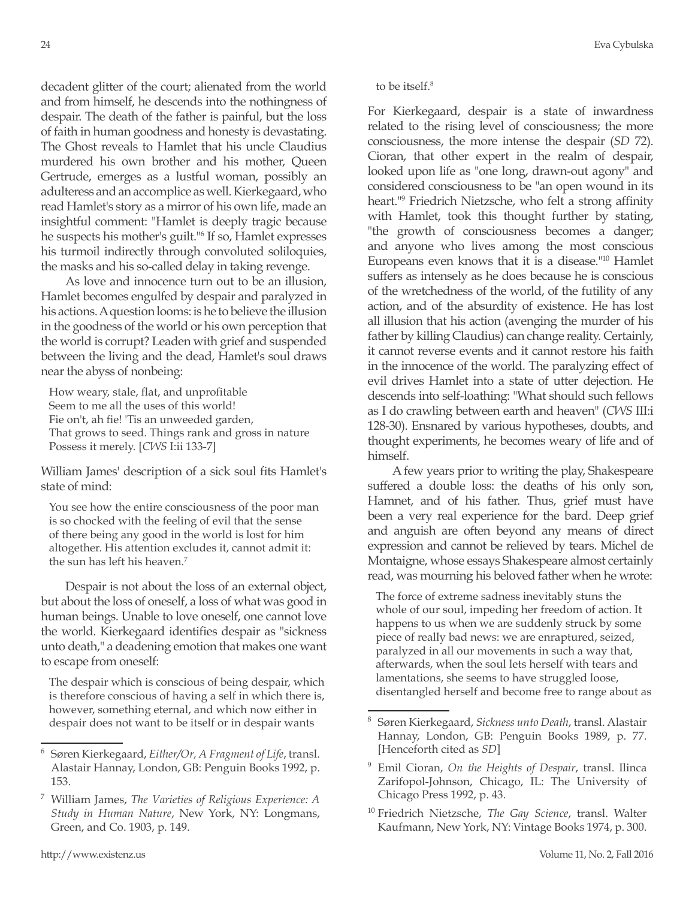decadent glitter of the court; alienated from the world and from himself, he descends into the nothingness of despair. The death of the father is painful, but the loss of faith in human goodness and honesty is devastating. The Ghost reveals to Hamlet that his uncle Claudius murdered his own brother and his mother, Queen Gertrude, emerges as a lustful woman, possibly an adulteress and an accomplice as well. Kierkegaard, who read Hamlet's story as a mirror of his own life, made an insightful comment: "Hamlet is deeply tragic because he suspects his mother's guilt."[6] If so, Hamlet expresses his turmoil indirectly through convoluted soliloquies, the masks and his so-called delay in taking revenge.

As love and innocence turn out to be an illusion, Hamlet becomes engulfed by despair and paralyzed in his actions. A question looms: is he to believe the illusion in the goodness of the world or his own perception that the world is corrupt? Leaden with grief and suspended between the living and the dead, Hamlet's soul draws near the abyss of nonbeing:

> How weary, stale, flat, and unprofitable
> Seem to me all the uses of this world!
> Fie on't, ah fie! 'Tis an unweeded garden,
> That grows to seed. Things rank and gross in nature
> Possess it merely. [*CWS* I:ii 133-7]

William James' description of a sick soul fits Hamlet's state of mind:

> You see how the entire consciousness of the poor man is so chocked with the feeling of evil that the sense of there being any good in the world is lost for him altogether. His attention excludes it, cannot admit it: the sun has left his heaven.[7]

Despair is not about the loss of an external object, but about the loss of oneself, a loss of what was good in human beings. Unable to love oneself, one cannot love the world. Kierkegaard identifies despair as "sickness unto death," a deadening emotion that makes one want to escape from oneself:

> The despair which is conscious of being despair, which is therefore conscious of having a self in which there is, however, something eternal, and which now either in despair does not want to be itself or in despair wants to be itself.[8]

For Kierkegaard, despair is a state of inwardness related to the rising level of consciousness; the more consciousness, the more intense the despair (*SD* 72). Cioran, that other expert in the realm of despair, looked upon life as "one long, drawn-out agony" and considered consciousness to be "an open wound in its heart."[9] Friedrich Nietzsche, who felt a strong affinity with Hamlet, took this thought further by stating, "the growth of consciousness becomes a danger; and anyone who lives among the most conscious Europeans even knows that it is a disease."[10] Hamlet suffers as intensely as he does because he is conscious of the wretchedness of the world, of the futility of any action, and of the absurdity of existence. He has lost all illusion that his action (avenging the murder of his father by killing Claudius) can change reality. Certainly, it cannot reverse events and it cannot restore his faith in the innocence of the world. The paralyzing effect of evil drives Hamlet into a state of utter dejection. He descends into self-loathing: "What should such fellows as I do crawling between earth and heaven" (*CWS* III:i 128-30). Ensnared by various hypotheses, doubts, and thought experiments, he becomes weary of life and of himself.

A few years prior to writing the play, Shakespeare suffered a double loss: the deaths of his only son, Hamnet, and of his father. Thus, grief must have been a very real experience for the bard. Deep grief and anguish are often beyond any means of direct expression and cannot be relieved by tears. Michel de Montaigne, whose essays Shakespeare almost certainly read, was mourning his beloved father when he wrote:

> The force of extreme sadness inevitably stuns the whole of our soul, impeding her freedom of action. It happens to us when we are suddenly struck by some piece of really bad news: we are enraptured, seized, paralyzed in all our movements in such a way that, afterwards, when the soul lets herself with tears and lamentations, she seems to have struggled loose, disentangled herself and become free to range about as

---

[6] Søren Kierkegaard, *Either/Or, A Fragment of Life*, transl. Alastair Hannay, London, GB: Penguin Books 1992, p. 153.

[7] William James, *The Varieties of Religious Experience: A Study in Human Nature*, New York, NY: Longmans, Green, and Co. 1903, p. 149.

[8] Søren Kierkegaard, *Sickness unto Death*, transl. Alastair Hannay, London, GB: Penguin Books 1989, p. 77. [Henceforth cited as *SD*]

[9] Emil Cioran, *On the Heights of Despair*, transl. Ilinca Zarifopol-Johnson, Chicago, IL: The University of Chicago Press 1992, p. 43.

[10] Friedrich Nietzsche, *The Gay Science*, transl. Walter Kaufmann, New York, NY: Vintage Books 1974, p. 300.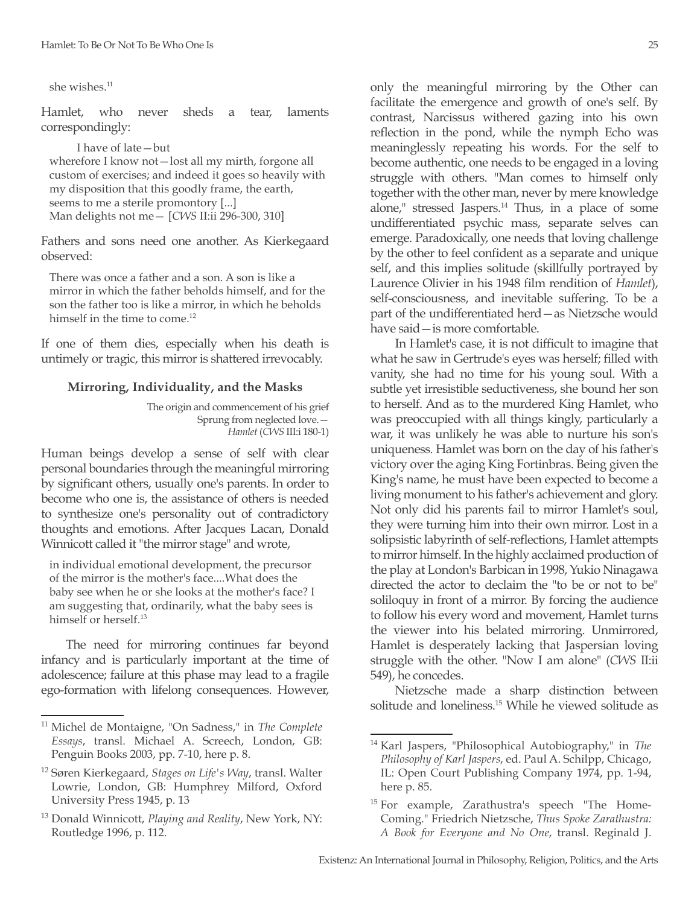she wishes.[11]

Hamlet, who never sheds a tear, laments correspondingly:

> I have of late—but
> wherefore I know not—lost all my mirth, forgone all custom of exercises; and indeed it goes so heavily with my disposition that this goodly frame, the earth, seems to me a sterile promontory [...]
> Man delights not me— [*CWS* II:ii 296-300, 310]

Fathers and sons need one another. As Kierkegaard observed:

> There was once a father and a son. A son is like a mirror in which the father beholds himself, and for the son the father too is like a mirror, in which he beholds himself in the time to come.[12]

If one of them dies, especially when his death is untimely or tragic, this mirror is shattered irrevocably.

### Mirroring, Individuality, and the Masks

> The origin and commencement of his grief
> Sprung from neglected love.—
> *Hamlet* (*CWS* III:i 180-1)

Human beings develop a sense of self with clear personal boundaries through the meaningful mirroring by significant others, usually one's parents. In order to become who one is, the assistance of others is needed to synthesize one's personality out of contradictory thoughts and emotions. After Jacques Lacan, Donald Winnicott called it "the mirror stage" and wrote,

> in individual emotional development, the precursor of the mirror is the mother's face....What does the baby see when he or she looks at the mother's face? I am suggesting that, ordinarily, what the baby sees is himself or herself.[13]

The need for mirroring continues far beyond infancy and is particularly important at the time of adolescence; failure at this phase may lead to a fragile ego-formation with lifelong consequences. However, only the meaningful mirroring by the Other can facilitate the emergence and growth of one's self. By contrast, Narcissus withered gazing into his own reflection in the pond, while the nymph Echo was meaninglessly repeating his words. For the self to become authentic, one needs to be engaged in a loving struggle with others. "Man comes to himself only together with the other man, never by mere knowledge alone," stressed Jaspers.[14] Thus, in a place of some undifferentiated psychic mass, separate selves can emerge. Paradoxically, one needs that loving challenge by the other to feel confident as a separate and unique self, and this implies solitude (skillfully portrayed by Laurence Olivier in his 1948 film rendition of *Hamlet*), self-consciousness, and inevitable suffering. To be a part of the undifferentiated herd—as Nietzsche would have said—is more comfortable.

In Hamlet's case, it is not difficult to imagine that what he saw in Gertrude's eyes was herself; filled with vanity, she had no time for his young soul. With a subtle yet irresistible seductiveness, she bound her son to herself. And as to the murdered King Hamlet, who was preoccupied with all things kingly, particularly a war, it was unlikely he was able to nurture his son's uniqueness. Hamlet was born on the day of his father's victory over the aging King Fortinbras. Being given the King's name, he must have been expected to become a living monument to his father's achievement and glory. Not only did his parents fail to mirror Hamlet's soul, they were turning him into their own mirror. Lost in a solipsistic labyrinth of self-reflections, Hamlet attempts to mirror himself. In the highly acclaimed production of the play at London's Barbican in 1998, Yukio Ninagawa directed the actor to declaim the "to be or not to be" soliloquy in front of a mirror. By forcing the audience to follow his every word and movement, Hamlet turns the viewer into his belated mirroring. Unmirrored, Hamlet is desperately lacking that Jaspersian loving struggle with the other. "Now I am alone" (*CWS* II:ii 549), he concedes.

Nietzsche made a sharp distinction between solitude and loneliness.[15] While he viewed solitude as

---

[11] Michel de Montaigne, "On Sadness," in *The Complete Essays*, transl. Michael A. Screech, London, GB: Penguin Books 2003, pp. 7-10, here p. 8.

[12] Søren Kierkegaard, *Stages on Life's Way*, transl. Walter Lowrie, London, GB: Humphrey Milford, Oxford University Press 1945, p. 13

[13] Donald Winnicott, *Playing and Reality*, New York, NY: Routledge 1996, p. 112.

[14] Karl Jaspers, "Philosophical Autobiography," in *The Philosophy of Karl Jaspers*, ed. Paul A. Schilpp, Chicago, IL: Open Court Publishing Company 1974, pp. 1-94, here p. 85.

[15] For example, Zarathustra's speech "The Home-Coming." Friedrich Nietzsche, *Thus Spoke Zarathustra: A Book for Everyone and No One*, transl. Reginald J.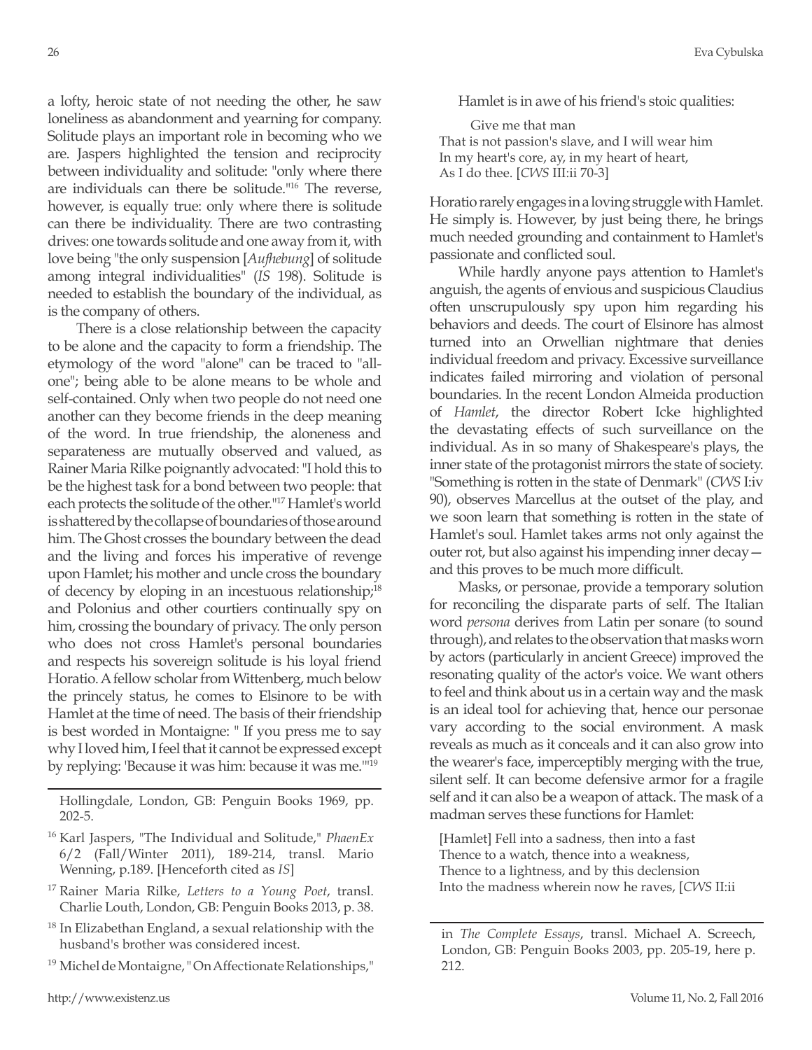a lofty, heroic state of not needing the other, he saw loneliness as abandonment and yearning for company. Solitude plays an important role in becoming who we are. Jaspers highlighted the tension and reciprocity between individuality and solitude: "only where there are individuals can there be solitude."[16] The reverse, however, is equally true: only where there is solitude can there be individuality. There are two contrasting drives: one towards solitude and one away from it, with love being "the only suspension [*Aufhebung*] of solitude among integral individualities" (*IS* 198). Solitude is needed to establish the boundary of the individual, as is the company of others.

There is a close relationship between the capacity to be alone and the capacity to form a friendship. The etymology of the word "alone" can be traced to "all-one"; being able to be alone means to be whole and self-contained. Only when two people do not need one another can they become friends in the deep meaning of the word. In true friendship, the aloneness and separateness are mutually observed and valued, as Rainer Maria Rilke poignantly advocated: "I hold this to be the highest task for a bond between two people: that each protects the solitude of the other."[17] Hamlet's world is shattered by the collapse of boundaries of those around him. The Ghost crosses the boundary between the dead and the living and forces his imperative of revenge upon Hamlet; his mother and uncle cross the boundary of decency by eloping in an incestuous relationship;[18] and Polonius and other courtiers continually spy on him, crossing the boundary of privacy. The only person who does not cross Hamlet's personal boundaries and respects his sovereign solitude is his loyal friend Horatio. A fellow scholar from Wittenberg, much below the princely status, he comes to Elsinore to be with Hamlet at the time of need. The basis of their friendship is best worded in Montaigne: " If you press me to say why I loved him, I feel that it cannot be expressed except by replying: 'Because it was him: because it was me.'"[19]

Hamlet is in awe of his friend's stoic qualities:

> Give me that man
> That is not passion's slave, and I will wear him
> In my heart's core, ay, in my heart of heart,
> As I do thee. [*CWS* III:ii 70-3]

Horatio rarely engages in a loving struggle with Hamlet. He simply is. However, by just being there, he brings much needed grounding and containment to Hamlet's passionate and conflicted soul.

While hardly anyone pays attention to Hamlet's anguish, the agents of envious and suspicious Claudius often unscrupulously spy upon him regarding his behaviors and deeds. The court of Elsinore has almost turned into an Orwellian nightmare that denies individual freedom and privacy. Excessive surveillance indicates failed mirroring and violation of personal boundaries. In the recent London Almeida production of *Hamlet*, the director Robert Icke highlighted the devastating effects of such surveillance on the individual. As in so many of Shakespeare's plays, the inner state of the protagonist mirrors the state of society. "Something is rotten in the state of Denmark" (*CWS* I:iv 90), observes Marcellus at the outset of the play, and we soon learn that something is rotten in the state of Hamlet's soul. Hamlet takes arms not only against the outer rot, but also against his impending inner decay—and this proves to be much more difficult.

Masks, or personae, provide a temporary solution for reconciling the disparate parts of self. The Italian word *persona* derives from Latin per sonare (to sound through), and relates to the observation that masks worn by actors (particularly in ancient Greece) improved the resonating quality of the actor's voice. We want others to feel and think about us in a certain way and the mask is an ideal tool for achieving that, hence our personae vary according to the social environment. A mask reveals as much as it conceals and it can also grow into the wearer's face, imperceptibly merging with the true, silent self. It can become defensive armor for a fragile self and it can also be a weapon of attack. The mask of a madman serves these functions for Hamlet:

> [Hamlet] Fell into a sadness, then into a fast
> Thence to a watch, thence into a weakness,
> Thence to a lightness, and by this declension
> Into the madness wherein now he raves, [*CWS* II:ii

---

Hollingdale, London, GB: Penguin Books 1969, pp. 202-5.

[16] Karl Jaspers, "The Individual and Solitude," *PhaenEx* 6/2 (Fall/Winter 2011), 189-214, transl. Mario Wenning, p.189. [Henceforth cited as *IS*]

[17] Rainer Maria Rilke, *Letters to a Young Poet*, transl. Charlie Louth, London, GB: Penguin Books 2013, p. 38.

[18] In Elizabethan England, a sexual relationship with the husband's brother was considered incest.

[19] Michel de Montaigne, "On Affectionate Relationships," in *The Complete Essays*, transl. Michael A. Screech, London, GB: Penguin Books 2003, pp. 205-19, here p. 212.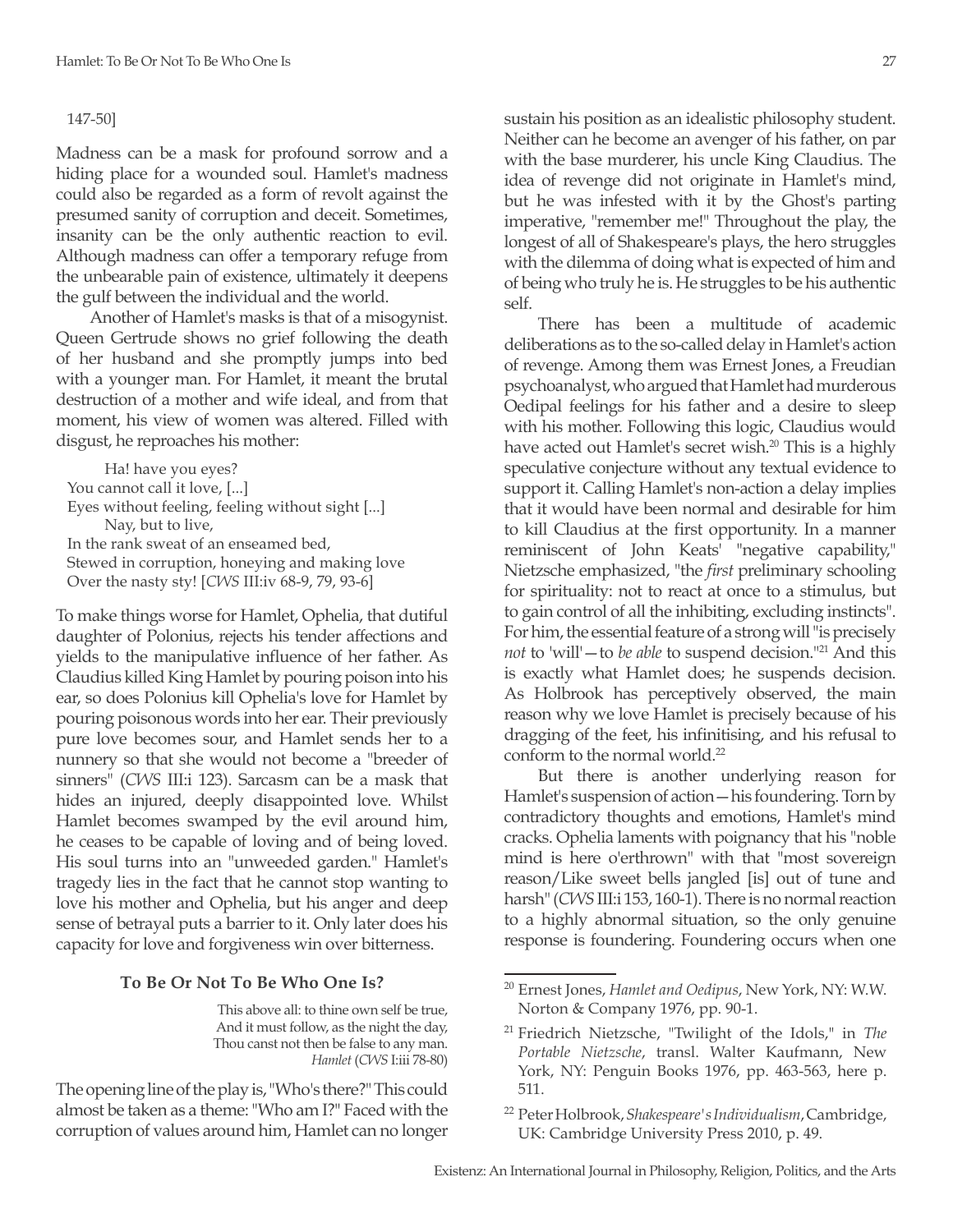147-50]

Madness can be a mask for profound sorrow and a hiding place for a wounded soul. Hamlet's madness could also be regarded as a form of revolt against the presumed sanity of corruption and deceit. Sometimes, insanity can be the only authentic reaction to evil. Although madness can offer a temporary refuge from the unbearable pain of existence, ultimately it deepens the gulf between the individual and the world.

Another of Hamlet's masks is that of a misogynist. Queen Gertrude shows no grief following the death of her husband and she promptly jumps into bed with a younger man. For Hamlet, it meant the brutal destruction of a mother and wife ideal, and from that moment, his view of women was altered. Filled with disgust, he reproaches his mother:

> Ha! have you eyes?
> You cannot call it love, [...]
> Eyes without feeling, feeling without sight [...]
> Nay, but to live,
> In the rank sweat of an enseamed bed,
> Stewed in corruption, honeying and making love
> Over the nasty sty! [*CWS* III:iv 68-9, 79, 93-6]

To make things worse for Hamlet, Ophelia, that dutiful daughter of Polonius, rejects his tender affections and yields to the manipulative influence of her father. As Claudius killed King Hamlet by pouring poison into his ear, so does Polonius kill Ophelia's love for Hamlet by pouring poisonous words into her ear. Their previously pure love becomes sour, and Hamlet sends her to a nunnery so that she would not become a "breeder of sinners" (*CWS* III:i 123). Sarcasm can be a mask that hides an injured, deeply disappointed love. Whilst Hamlet becomes swamped by the evil around him, he ceases to be capable of loving and of being loved. His soul turns into an "unweeded garden." Hamlet's tragedy lies in the fact that he cannot stop wanting to love his mother and Ophelia, but his anger and deep sense of betrayal puts a barrier to it. Only later does his capacity for love and forgiveness win over bitterness.

### To Be Or Not To Be Who One Is?

> This above all: to thine own self be true,
> And it must follow, as the night the day,
> Thou canst not then be false to any man.
> *Hamlet* (*CWS* I:iii 78-80)

The opening line of the play is, "Who's there?" This could almost be taken as a theme: "Who am I?" Faced with the corruption of values around him, Hamlet can no longer sustain his position as an idealistic philosophy student. Neither can he become an avenger of his father, on par with the base murderer, his uncle King Claudius. The idea of revenge did not originate in Hamlet's mind, but he was infested with it by the Ghost's parting imperative, "remember me!" Throughout the play, the longest of all of Shakespeare's plays, the hero struggles with the dilemma of doing what is expected of him and of being who truly he is. He struggles to be his authentic self.

There has been a multitude of academic deliberations as to the so-called delay in Hamlet's action of revenge. Among them was Ernest Jones, a Freudian psychoanalyst, who argued that Hamlet had murderous Oedipal feelings for his father and a desire to sleep with his mother. Following this logic, Claudius would have acted out Hamlet's secret wish.[20] This is a highly speculative conjecture without any textual evidence to support it. Calling Hamlet's non-action a delay implies that it would have been normal and desirable for him to kill Claudius at the first opportunity. In a manner reminiscent of John Keats' "negative capability," Nietzsche emphasized, "the *first* preliminary schooling for spirituality: not to react at once to a stimulus, but to gain control of all the inhibiting, excluding instincts". For him, the essential feature of a strong will "is precisely *not* to 'will'—to *be able* to suspend decision."[21] And this is exactly what Hamlet does; he suspends decision. As Holbrook has perceptively observed, the main reason why we love Hamlet is precisely because of his dragging of the feet, his infinitising, and his refusal to conform to the normal world.[22]

But there is another underlying reason for Hamlet's suspension of action—his foundering. Torn by contradictory thoughts and emotions, Hamlet's mind cracks. Ophelia laments with poignancy that his "noble mind is here o'erthrown" with that "most sovereign reason/Like sweet bells jangled [is] out of tune and harsh" (*CWS* III:i 153, 160-1). There is no normal reaction to a highly abnormal situation, so the only genuine response is foundering. Foundering occurs when one

---

[20] Ernest Jones, *Hamlet and Oedipus*, New York, NY: W.W. Norton & Company 1976, pp. 90-1.

[21] Friedrich Nietzsche, "Twilight of the Idols," in *The Portable Nietzsche*, transl. Walter Kaufmann, New York, NY: Penguin Books 1976, pp. 463-563, here p. 511.

[22] Peter Holbrook, *Shakespeare's Individualism*, Cambridge, UK: Cambridge University Press 2010, p. 49.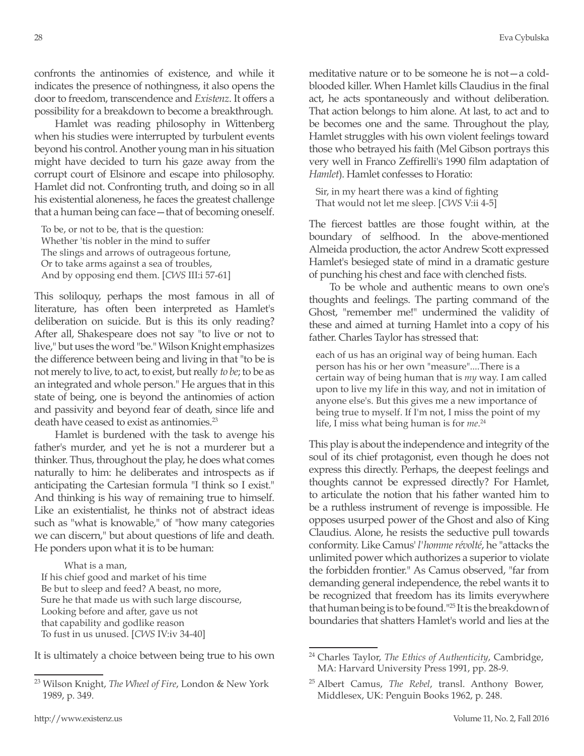confronts the antinomies of existence, and while it indicates the presence of nothingness, it also opens the door to freedom, transcendence and *Existenz*. It offers a possibility for a breakdown to become a breakthrough.

Hamlet was reading philosophy in Wittenberg when his studies were interrupted by turbulent events beyond his control. Another young man in his situation might have decided to turn his gaze away from the corrupt court of Elsinore and escape into philosophy. Hamlet did not. Confronting truth, and doing so in all his existential aloneness, he faces the greatest challenge that a human being can face—that of becoming oneself.

> To be, or not to be, that is the question:
> Whether 'tis nobler in the mind to suffer
> The slings and arrows of outrageous fortune,
> Or to take arms against a sea of troubles,
> And by opposing end them. [*CWS* III:i 57-61]

This soliloquy, perhaps the most famous in all of literature, has often been interpreted as Hamlet's deliberation on suicide. But is this its only reading? After all, Shakespeare does not say "to live or not to live," but uses the word "be." Wilson Knight emphasizes the difference between being and living in that "to be is not merely to live, to act, to exist, but really *to be*; to be as an integrated and whole person." He argues that in this state of being, one is beyond the antinomies of action and passivity and beyond fear of death, since life and death have ceased to exist as antinomies.[23]

Hamlet is burdened with the task to avenge his father's murder, and yet he is not a murderer but a thinker. Thus, throughout the play, he does what comes naturally to him: he deliberates and introspects as if anticipating the Cartesian formula "I think so I exist." And thinking is his way of remaining true to himself. Like an existentialist, he thinks not of abstract ideas such as "what is knowable," of "how many categories we can discern," but about questions of life and death. He ponders upon what it is to be human:

> What is a man,
> If his chief good and market of his time
> Be but to sleep and feed? A beast, no more,
> Sure he that made us with such large discourse,
> Looking before and after, gave us not
> that capability and godlike reason
> To fust in us unused. [*CWS* IV:iv 34-40]

It is ultimately a choice between being true to his own meditative nature or to be someone he is not—a cold-blooded killer. When Hamlet kills Claudius in the final act, he acts spontaneously and without deliberation. That action belongs to him alone. At last, to act and to be becomes one and the same. Throughout the play, Hamlet struggles with his own violent feelings toward those who betrayed his faith (Mel Gibson portrays this very well in Franco Zeffirelli's 1990 film adaptation of *Hamlet*). Hamlet confesses to Horatio:

> Sir, in my heart there was a kind of fighting
> That would not let me sleep. [*CWS* V:ii 4-5]

The fiercest battles are those fought within, at the boundary of selfhood. In the above-mentioned Almeida production, the actor Andrew Scott expressed Hamlet's besieged state of mind in a dramatic gesture of punching his chest and face with clenched fists.

To be whole and authentic means to own one's thoughts and feelings. The parting command of the Ghost, "remember me!" undermined the validity of these and aimed at turning Hamlet into a copy of his father. Charles Taylor has stressed that:

> each of us has an original way of being human. Each person has his or her own "measure"....There is a certain way of being human that is *my* way. I am called upon to live my life in this way, and not in imitation of anyone else's. But this gives me a new importance of being true to myself. If I'm not, I miss the point of my life, I miss what being human is for *me*.[24]

This play is about the independence and integrity of the soul of its chief protagonist, even though he does not express this directly. Perhaps, the deepest feelings and thoughts cannot be expressed directly? For Hamlet, to articulate the notion that his father wanted him to be a ruthless instrument of revenge is impossible. He opposes usurped power of the Ghost and also of King Claudius. Alone, he resists the seductive pull towards conformity. Like Camus' *l'homme révolté*, he "attacks the unlimited power which authorizes a superior to violate the forbidden frontier." As Camus observed, "far from demanding general independence, the rebel wants it to be recognized that freedom has its limits everywhere that human being is to be found."[25] It is the breakdown of boundaries that shatters Hamlet's world and lies at the

---

[23] Wilson Knight, *The Wheel of Fire*, London & New York 1989, p. 349.

[24] Charles Taylor, *The Ethics of Authenticity*, Cambridge, MA: Harvard University Press 1991, pp. 28-9.

[25] Albert Camus, *The Rebel*, transl. Anthony Bower, Middlesex, UK: Penguin Books 1962, p. 248.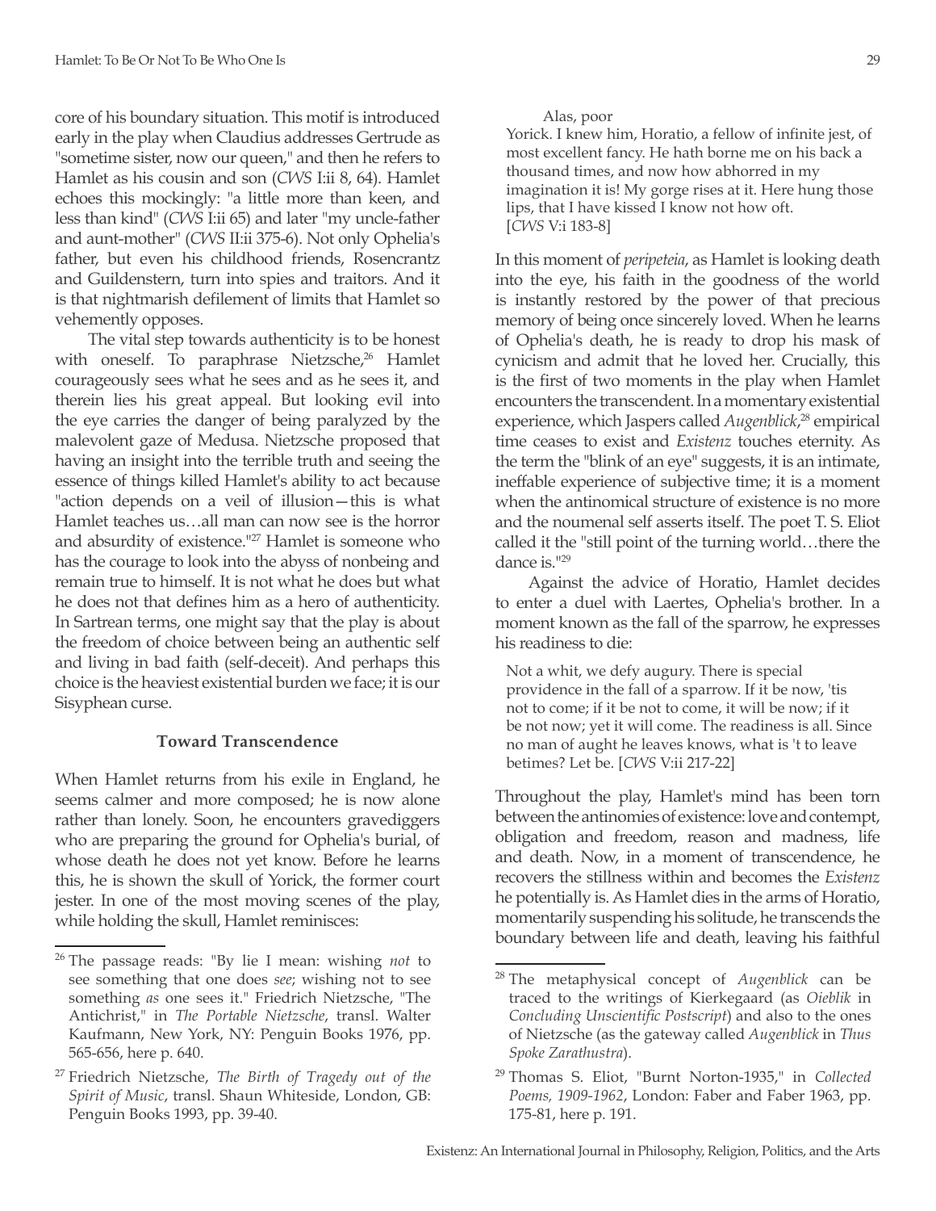core of his boundary situation. This motif is introduced early in the play when Claudius addresses Gertrude as "sometime sister, now our queen," and then he refers to Hamlet as his cousin and son (*CWS* I:ii 8, 64). Hamlet echoes this mockingly: "a little more than keen, and less than kind" (*CWS* I:ii 65) and later "my uncle-father and aunt-mother" (*CWS* II:ii 375-6). Not only Ophelia's father, but even his childhood friends, Rosencrantz and Guildenstern, turn into spies and traitors. And it is that nightmarish defilement of limits that Hamlet so vehemently opposes.

The vital step towards authenticity is to be honest with oneself. To paraphrase Nietzsche,[26] Hamlet courageously sees what he sees and as he sees it, and therein lies his great appeal. But looking evil into the eye carries the danger of being paralyzed by the malevolent gaze of Medusa. Nietzsche proposed that having an insight into the terrible truth and seeing the essence of things killed Hamlet's ability to act because "action depends on a veil of illusion—this is what Hamlet teaches us…all man can now see is the horror and absurdity of existence."[27] Hamlet is someone who has the courage to look into the abyss of nonbeing and remain true to himself. It is not what he does but what he does not that defines him as a hero of authenticity. In Sartrean terms, one might say that the play is about the freedom of choice between being an authentic self and living in bad faith (self-deceit). And perhaps this choice is the heaviest existential burden we face; it is our Sisyphean curse.

### Toward Transcendence

When Hamlet returns from his exile in England, he seems calmer and more composed; he is now alone rather than lonely. Soon, he encounters gravediggers who are preparing the ground for Ophelia's burial, of whose death he does not yet know. Before he learns this, he is shown the skull of Yorick, the former court jester. In one of the most moving scenes of the play, while holding the skull, Hamlet reminisces:

> Alas, poor
> Yorick. I knew him, Horatio, a fellow of infinite jest, of most excellent fancy. He hath borne me on his back a thousand times, and now how abhorred in my imagination it is! My gorge rises at it. Here hung those lips, that I have kissed I know not how oft. [*CWS* V:i 183-8]

In this moment of *peripeteia*, as Hamlet is looking death into the eye, his faith in the goodness of the world is instantly restored by the power of that precious memory of being once sincerely loved. When he learns of Ophelia's death, he is ready to drop his mask of cynicism and admit that he loved her. Crucially, this is the first of two moments in the play when Hamlet encounters the transcendent. In a momentary existential experience, which Jaspers called *Augenblick*,[28] empirical time ceases to exist and *Existenz* touches eternity. As the term the "blink of an eye" suggests, it is an intimate, ineffable experience of subjective time; it is a moment when the antinomical structure of existence is no more and the noumenal self asserts itself. The poet T. S. Eliot called it the "still point of the turning world…there the dance is."[29]

Against the advice of Horatio, Hamlet decides to enter a duel with Laertes, Ophelia's brother. In a moment known as the fall of the sparrow, he expresses his readiness to die:

> Not a whit, we defy augury. There is special providence in the fall of a sparrow. If it be now, 'tis not to come; if it be not to come, it will be now; if it be not now; yet it will come. The readiness is all. Since no man of aught he leaves knows, what is 't to leave betimes? Let be. [*CWS* V:ii 217-22]

Throughout the play, Hamlet's mind has been torn between the antinomies of existence: love and contempt, obligation and freedom, reason and madness, life and death. Now, in a moment of transcendence, he recovers the stillness within and becomes the *Existenz* he potentially is. As Hamlet dies in the arms of Horatio, momentarily suspending his solitude, he transcends the boundary between life and death, leaving his faithful

---

[26] The passage reads: "By lie I mean: wishing *not* to see something that one does *see*; wishing not to see something *as* one sees it." Friedrich Nietzsche, "The Antichrist," in *The Portable Nietzsche*, transl. Walter Kaufmann, New York, NY: Penguin Books 1976, pp. 565-656, here p. 640.

[27] Friedrich Nietzsche, *The Birth of Tragedy out of the Spirit of Music*, transl. Shaun Whiteside, London, GB: Penguin Books 1993, pp. 39-40.

[28] The metaphysical concept of *Augenblick* can be traced to the writings of Kierkegaard (as *Oieblik* in *Concluding Unscientific Postscript*) and also to the ones of Nietzsche (as the gateway called *Augenblick* in *Thus Spoke Zarathustra*).

[29] Thomas S. Eliot, "Burnt Norton-1935," in *Collected Poems, 1909-1962*, London: Faber and Faber 1963, pp. 175-81, here p. 191.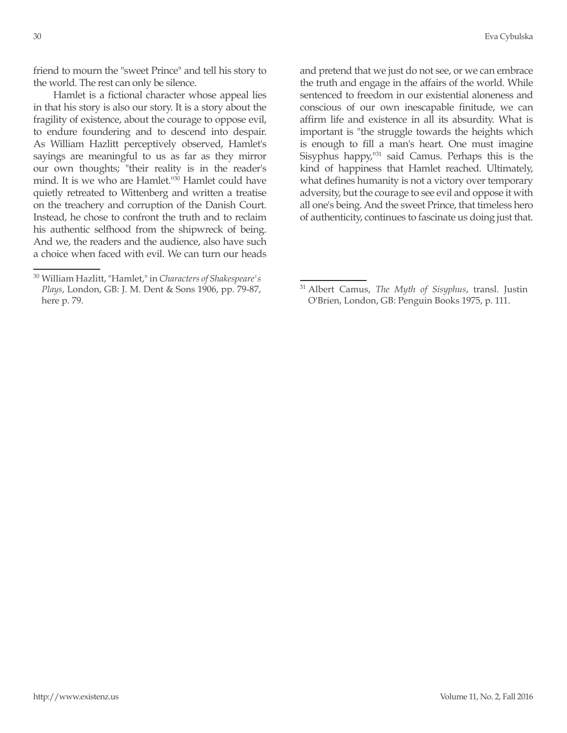friend to mourn the "sweet Prince" and tell his story to the world. The rest can only be silence.

Hamlet is a fictional character whose appeal lies in that his story is also our story. It is a story about the fragility of existence, about the courage to oppose evil, to endure foundering and to descend into despair. As William Hazlitt perceptively observed, Hamlet's sayings are meaningful to us as far as they mirror our own thoughts; "their reality is in the reader's mind. It is we who are Hamlet."[30] Hamlet could have quietly retreated to Wittenberg and written a treatise on the treachery and corruption of the Danish Court. Instead, he chose to confront the truth and to reclaim his authentic selfhood from the shipwreck of being. And we, the readers and the audience, also have such a choice when faced with evil. We can turn our heads and pretend that we just do not see, or we can embrace the truth and engage in the affairs of the world. While sentenced to freedom in our existential aloneness and conscious of our own inescapable finitude, we can affirm life and existence in all its absurdity. What is important is "the struggle towards the heights which is enough to fill a man's heart. One must imagine Sisyphus happy,"[31] said Camus. Perhaps this is the kind of happiness that Hamlet reached. Ultimately, what defines humanity is not a victory over temporary adversity, but the courage to see evil and oppose it with all one's being. And the sweet Prince, that timeless hero of authenticity, continues to fascinate us doing just that.

---

[30] William Hazlitt, "Hamlet," in *Characters of Shakespeare's Plays*, London, GB: J. M. Dent & Sons 1906, pp. 79-87, here p. 79.

[31] Albert Camus, *The Myth of Sisyphus*, transl. Justin O'Brien, London, GB: Penguin Books 1975, p. 111.